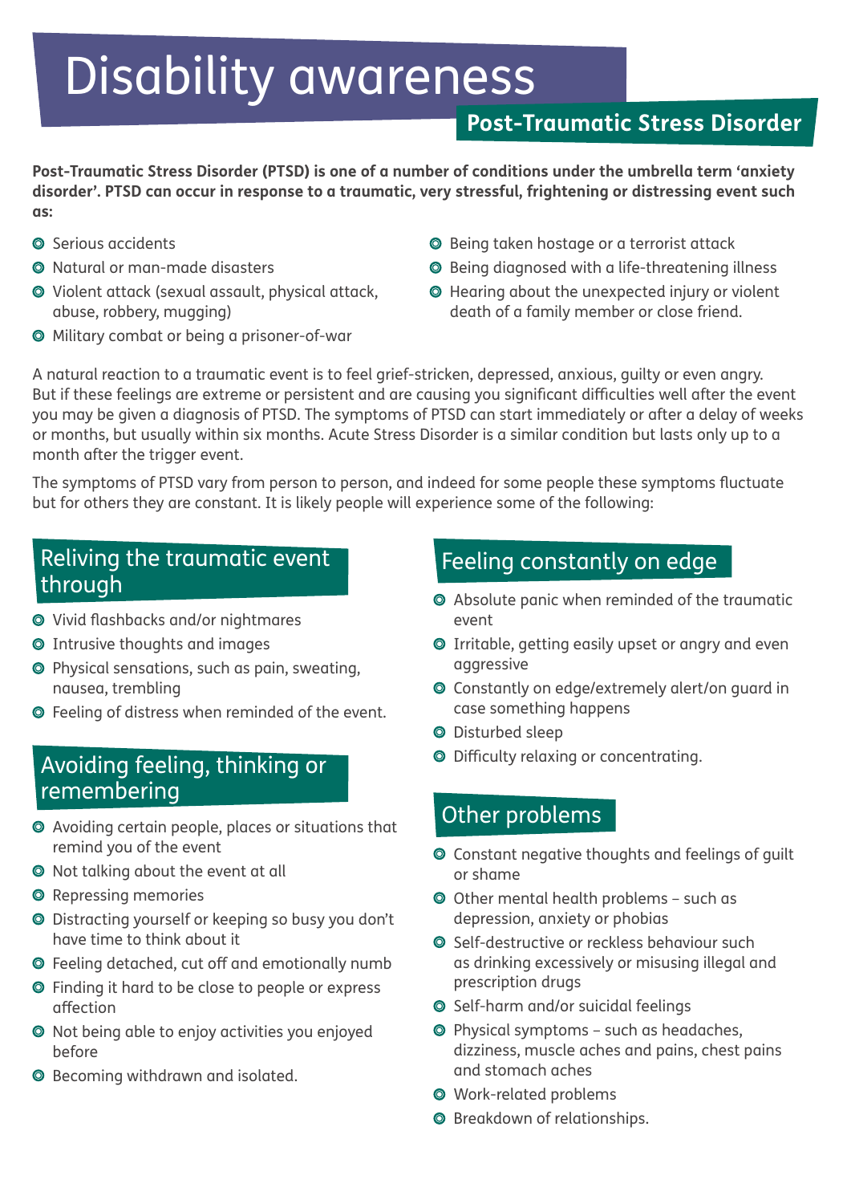# Disability awareness

## Post-Traumatic Stress Disorder

**Post-Traumatic Stress Disorder (PTSD) is one of a number of conditions under the umbrella term 'anxiety disorder'. PTSD can occur in response to a traumatic, very stressful, frightening or distressing event such as:**

- Serious accidents
- Natural or man-made disasters
- Violent attack (sexual assault, physical attack, abuse, robbery, mugging)
- Military combat or being a prisoner-of-war
- Being taken hostage or a terrorist attack
- Being diagnosed with a life-threatening illness
- Hearing about the unexpected injury or violent death of a family member or close friend.

A natural reaction to a traumatic event is to feel grief-stricken, depressed, anxious, guilty or even angry. But if these feelings are extreme or persistent and are causing you significant difficulties well after the event you may be given a diagnosis of PTSD. The symptoms of PTSD can start immediately or after a delay of weeks or months, but usually within six months. Acute Stress Disorder is a similar condition but lasts only up to a month after the trigger event.

The symptoms of PTSD vary from person to person, and indeed for some people these symptoms fluctuate but for others they are constant. It is likely people will experience some of the following:

### Reliving the traumatic event through

- Vivid flashbacks and/or nightmares
- Intrusive thoughts and images
- Physical sensations, such as pain, sweating, nausea, trembling
- Feeling of distress when reminded of the event.

### Avoiding feeling, thinking or remembering

- Avoiding certain people, places or situations that remind you of the event
- Not talking about the event at all
- Repressing memories
- Distracting yourself or keeping so busy you don't have time to think about it
- Feeling detached, cut off and emotionally numb
- Finding it hard to be close to people or express affection
- Not being able to enjoy activities you enjoyed before
- Becoming withdrawn and isolated.

### Feeling constantly on edge

- Absolute panic when reminded of the traumatic event
- Irritable, getting easily upset or angry and even aggressive
- Constantly on edge/extremely alert/on guard in case something happens
- Disturbed sleep
- Difficulty relaxing or concentrating.

### Other problems

- Constant negative thoughts and feelings of guilt or shame
- Other mental health problems – such as depression, anxiety or phobias
- Self-destructive or reckless behaviour such as drinking excessively or misusing illegal and prescription drugs
- Self-harm and/or suicidal feelings
- Physical symptoms – such as headaches, dizziness, muscle aches and pains, chest pains and stomach aches
- Work-related problems
- Breakdown of relationships.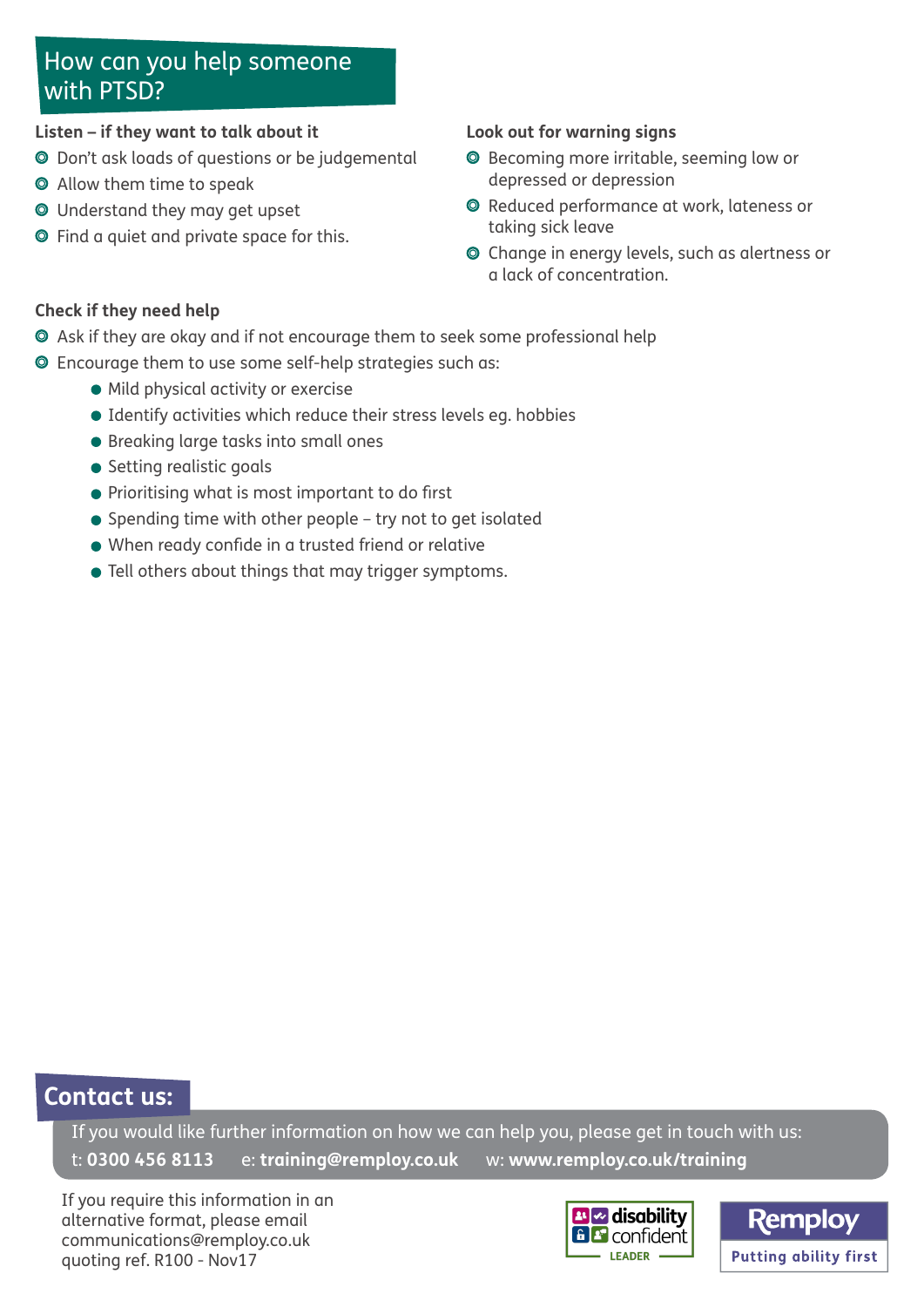## How can you help someone with PTSD?

**Listen – if they want to talk about it**

- Don't ask loads of questions or be judgemental
- Allow them time to speak
- Understand they may get upset
- Find a quiet and private space for this.

**Look out for warning signs**

- Becoming more irritable, seeming low or depressed or depression
- Reduced performance at work, lateness or taking sick leave
- Change in energy levels, such as alertness or a lack of concentration.

**Check if they need help**

- Ask if they are okay and if not encourage them to seek some professional help
- Encourage them to use some self-help strategies such as:
  - Mild physical activity or exercise
  - Identify activities which reduce their stress levels eg. hobbies
  - Breaking large tasks into small ones
  - Setting realistic goals
  - Prioritising what is most important to do first
  - Spending time with other people – try not to get isolated
  - When ready confide in a trusted friend or relative
  - Tell others about things that may trigger symptoms.

## Contact us:

If you would like further information on how we can help you, please get in touch with us:

t: **0300 456 8113** e: **training@remploy.co.uk** w: **www.remploy.co.uk/training**

If you require this information in an alternative format, please email communications@remploy.co.uk quoting ref. R100 - Nov17

disability confident LEADER

Remploy
Putting ability first